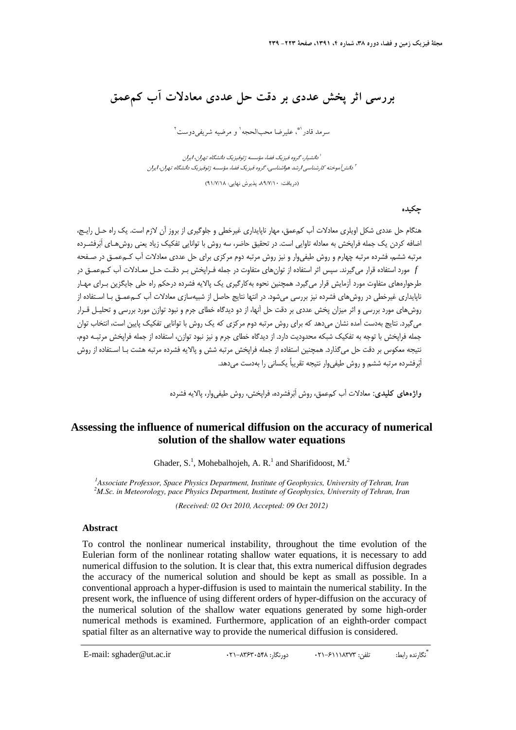# بررسی اثر پخش عددی بر دقت حل عددی معادلات آب کم‌عمق

سرمد قادر[1*]، علیرضا محب‌الحجه[1] و مرضیه شریفی‌دوست[2]

[1] دانشیار، گروه فیزیک فضا، مؤسسه ژئوفیزیک دانشگاه تهران، ایران
[2] دانش‌آموخته کارشناسی ارشد هواشناسی، گروه فیزیک فضا، مؤسسه ژئوفیزیک دانشگاه تهران، ایران

(دریافت: ۸۹/۷/۱۰، پذیرش نهایی: ۹۱/۷/۱۸)

## چکیده

هنگام حل عددی شکل اویلری معادلات آب کم‌عمق، مهار ناپایداری غیرخطی و جلوگیری از بروز آن لازم است. یک راه حل رایج، اضافه کردن یک جمله فراپخش به معادله تاوایی است. در تحقیق حاضر، سه روش با توانایی تفکیک زیاد یعنی روش‌های اَبَرفشرده مرتبه ششم، فشرده مرتبه چهارم و روش طیفی‌وار و نیز روش مرتبه دوم مرکزی برای حل عددی معادلات آب کم‌عمق در صفحه $f$ مورد استفاده قرار می‌گیرند. سپس اثر استفاده از توان‌های متفاوت در جمله فرایخش بر دقت حل معادلات آب کم‌عمق در طرحواره‌های متفاوت مورد آزمایش قرار می‌گیرد. همچنین نحوه به‌کارگیری یک پالایه فشرده درحکم راه حلی جایگزین برای مهار ناپایداری غیرخطی در روش‌های فشرده نیز بررسی می‌شود. در انتها نتایج حاصل از شبیه‌سازی معادلات آب کم‌عمق با استفاده از روش‌های مورد بررسی و اثر میزان پخش عددی بر دقت حل آنها، از دو دیدگاه خطای جرم و نبود توازن مورد بررسی و تحلیل قرار می‌گیرد. نتایج به‌دست آمده نشان می‌دهد که برای روش مرتبه دوم مرکزی که یک روش با توانایی تفکیک پایین است، انتخاب توان جمله فراپخش با توجه به تفکیک شبکه محدودیت دارد. از دیدگاه خطای جرم و نیز نبود توازن، استفاده از جمله فراپخش مرتبه دوم، نتیجه معکوس بر دقت حل می‌گذارد. همچنین استفاده از جمله فراپخش مرتبه شش و پالایه فشرده مرتبه هشت با استفاده از روش اَبَرفشرده مرتبه ششم و روش طیفی‌وار نتیجه تقریباً یکسانی را به‌دست می‌دهد.

**واژه‌های کلیدی:** معادلات آب کم‌عمق، روش اَبَرفشرده، فراپخش، روش طیفی‌وار، پالایه فشرده

## Assessing the influence of numerical diffusion on the accuracy of numerical solution of the shallow water equations

Ghader, S.[1], Mohebalhojeh, A. R.[1] and Sharifidoost, M.[2]

[1] *Associate Professor, Space Physics Department, Institute of Geophysics, University of Tehran, Iran*
[2] *M.Sc. in Meteorology, pace Physics Department, Institute of Geophysics, University of Tehran, Iran*

*(Received: 02 Oct 2010, Accepted: 09 Oct 2012)*

### Abstract

To control the nonlinear numerical instability, throughout the time evolution of the Eulerian form of the nonlinear rotating shallow water equations, it is necessary to add numerical diffusion to the solution. It is clear that, this extra numerical diffusion degrades the accuracy of the numerical solution and should be kept as small as possible. In a conventional approach a hyper-diffusion is used to maintain the numerical stability. In the present work, the influence of using different orders of hyper-diffusion on the accuracy of the numerical solution of the shallow water equations generated by some high-order numerical methods is examined. Furthermore, application of an eighth-order compact spatial filter as an alternative way to provide the numerical diffusion is considered.

*نگارنده رابط: تلفن: ۶۱۱۱۸۳۷۳-۰۲۱ دورنگار: ۸۳۶۳۰۵۴۸-۰۲۱ E-mail: sghader@ut.ac.ir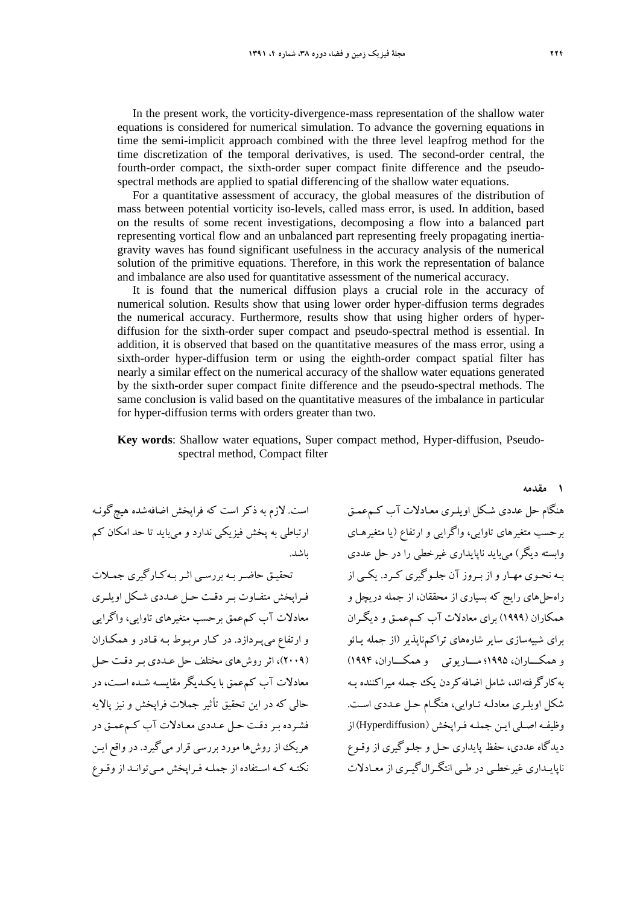In the present work, the vorticity-divergence-mass representation of the shallow water equations is considered for numerical simulation. To advance the governing equations in time the semi-implicit approach combined with the three level leapfrog method for the time discretization of the temporal derivatives, is used. The second-order central, the fourth-order compact, the sixth-order super compact finite difference and the pseudo-spectral methods are applied to spatial differencing of the shallow water equations.

For a quantitative assessment of accuracy, the global measures of the distribution of mass between potential vorticity iso-levels, called mass error, is used. In addition, based on the results of some recent investigations, decomposing a flow into a balanced part representing vortical flow and an unbalanced part representing freely propagating inertia-gravity waves has found significant usefulness in the accuracy analysis of the numerical solution of the primitive equations. Therefore, in this work the representation of balance and imbalance are also used for quantitative assessment of the numerical accuracy.

It is found that the numerical diffusion plays a crucial role in the accuracy of numerical solution. Results show that using lower order hyper-diffusion terms degrades the numerical accuracy. Furthermore, results show that using higher orders of hyper-diffusion for the sixth-order super compact and pseudo-spectral method is essential. In addition, it is observed that based on the quantitative measures of the mass error, using a sixth-order hyper-diffusion term or using the eighth-order compact spatial filter has nearly a similar effect on the numerical accuracy of the shallow water equations generated by the sixth-order super compact finite difference and the pseudo-spectral methods. The same conclusion is valid based on the quantitative measures of the imbalance in particular for hyper-diffusion terms with orders greater than two.

**Key words**: Shallow water equations, Super compact method, Hyper-diffusion, Pseudo-spectral method, Compact filter

## ۱ مقدمه

هنگام حل عددی شکل اویلری معادلات آب کم‌عمق برحسب متغیرهای تاوایی، واگرایی و ارتفاع (یا متغیرهای وابسته دیگر) می‌باید ناپایداری غیرخطی را در حل عددی به نحوی مهار و از بروز آن جلوگیری کرد. یکی از راه‌حل‌های رایج که بسیاری از محققان، از جمله دریچل و همکاران (۱۹۹۹) برای معادلات آب کم‌عمق و دیگران برای شبیه‌سازی سایر شاره‌های تراکم‌ناپذیر (از جمله یائو و همکاران، ۱۹۹۵؛ ماریوتی و همکاران، ۱۹۹۴) به‌کارگرفته‌اند، شامل اضافه‌کردن یک جمله میراکننده به شکل اویلری معادله تاوایی، هنگام حل عددی است. وظیفه اصلی این جمله فراپخش (Hyperdiffusion) از دیدگاه عددی، حفظ پایداری حل و جلوگیری از وقوع ناپایداری غیرخطی در طی انتگرال‌گیری از معادلات است. لازم به ذکر است که فراپخش اضافه‌شده هیچ‌گونه ارتباطی به پخش فیزیکی ندارد و می‌باید تا حد امکان کم باشد.

تحقیق حاضر به بررسی اثر به‌کارگیری جملات فراپخش متفاوت بر دقت حل عددی شکل اویلری معادلات آب کم‌عمق برحسب متغیرهای تاوایی، واگرایی و ارتفاع می‌پردازد. در کار مربوط به قادر و همکاران (۲۰۰۹)، اثر روش‌های مختلف حل عددی بر دقت حل معادلات آب کم‌عمق با یکدیگر مقایسه شده است، در حالی که در این تحقیق تأثیر جملات فراپخش و نیز پالایه فشرده بر دقت حل عددی معادلات آب کم‌عمق در هریک از روش‌ها مورد بررسی قرار می‌گیرد. در واقع این نکته که استفاده از جمله فراپخش می‌تواند از وقوع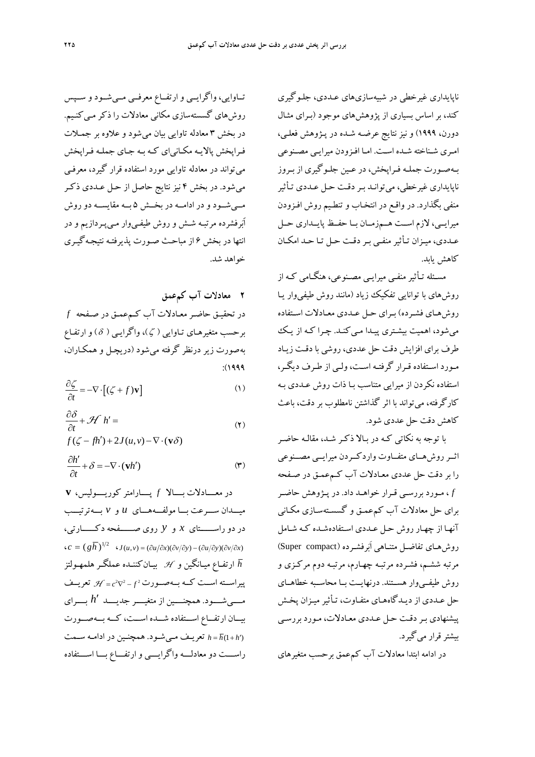ناپایداری غیرخطی در شبیه‌سازی‌های عددی، جلوگیری کند، بر اساس بسیاری از پژوهش‌های موجود (برای مثال دورن، ۱۹۹۹) و نیز نتایج عرضه شده در پژوهش فعلی، امری شناخته شده است. اما افزودن میرایی مصنوعی به‌صورت جمله فراپخش، در عین جلوگیری از بروز ناپایداری غیرخطی، می‌تواند بر دقت حل عددی تأثیر منفی بگذارد. در واقع در انتخاب و تنظیم روش افزودن میرایی، لازم است هم‌زمان با حفظ پایداری حل عددی، میزان تأثیر منفی بر دقت حل تا حد امکان کاهش یابد.

مسئله تأثیر منفی میرایی مصنوعی، هنگامی که از روش‌های با توانایی تفکیک زیاد (مانند روش طیفی‌وار یا روش‌های فشرده) برای حل عددی معادلات استفاده می‌شود، اهمیت بیشتری پیدا می‌کند. چرا که از یک طرف برای افزایش دقت حل عددی، روشی با دقت زیاد مورد استفاده قرار گرفته است، ولی از طرف دیگر، استفاده نکردن از میرایی متناسب با ذات روش عددی به کارگرفته، می‌تواند با اثر گذاشتن نامطلوب بر دقت، باعث کاهش دقت حل عددی شود.

با توجه به نکاتی که در بالا ذکر شد، مقاله حاضر اثر روش‌های متفاوت واردکردن میرایی مصنوعی را بر دقت حل عددی معادلات آب کم‌عمق در صفحه $f$، مورد بررسی قرار خواهد داد. در پژوهش حاضر برای حل معادلات آب کم‌عمق و گسسته‌سازی مکانی آنها از چهار روش حل عددی استفاده‌شده که شامل روش‌های تفاضل متناهی اَبَرفشرده (Super compact) مرتبه ششم، فشرده مرتبه چهارم، مرتبه دوم مرکزی و روش طیفی‌وار هستند. درنهایت با محاسبه خطاهای حل عددی از دیدگاه‌های متفاوت، تأثیر میزان پخش پیشنهادی بر دقت حل عددی معادلات، مورد بررسی بیشتر قرار می‌گیرد.

در ادامه ابتدا معادلات آب کم‌عمق برحسب متغیرهای تاوایی، واگرایی و ارتفاع معرفی می‌شود و سپس روش‌های گسسته‌سازی مکانی معادلات را ذکر می‌کنیم. در بخش ۳ معادله تاوایی بیان می‌شود و علاوه بر جملات فراپخش پالایه مکانی‌ای که به جای جمله فراپخش می‌تواند در معادله تاوایی مورد استفاده قرار گیرد، معرفی می‌شود. در بخش ۴ نیز نتایج حاصل از حل عددی ذکر می‌شود و در ادامه در بخش ۵ به مقایسه دو روش اَبَرفشرده مرتبه شش و روش طیفی‌وار می‌پردازیم و در انتها در بخش ۶ از مباحث صورت پذیرفته نتیجه‌گیری خواهد شد.

## ۲ معادلات آب کم‌عمق

در تحقیق حاضر معادلات آب کم‌عمق در صفحه $f$ برحسب متغیرهای تاوایی ($\zeta$)، واگرایی ($\delta$) و ارتفاع به‌صورت زیر درنظر گرفته می‌شود (دریچل و همکاران، ۱۹۹۹):

$$\frac{\partial \zeta}{\partial t} = -\nabla \cdot \left[ (\zeta + f)\mathbf{v} \right] \tag{1}$$

$$\frac{\partial \delta}{\partial t} + \mathscr{H}\, h' = f(\zeta - fh') + 2J(u,v) - \nabla \cdot (\mathbf{v}\delta) \tag{2}$$

$$\frac{\partial h'}{\partial t} + \delta = -\nabla \cdot (\mathbf{v}h') \tag{3}$$

در معادلات بالا $f$ پارامتر کوریولیس، $\mathbf{v}$ میدان سرعت با مولفه‌های $u$ و $v$ به‌ترتیب در دو راستای $x$ و $y$ روی صفحه دکارتی، $J(u,v) = (\partial u/\partial x)(\partial v/\partial y) - (\partial u/\partial y)(\partial v/\partial x)$، $c = (g\bar{h})^{1/2}$، $\bar{h}$ ارتفاع میانگین و $\mathscr{H}$ بیان‌کننده عملگر هلمهولتز پیراسته است که به‌صورت $\mathscr{H} = c^2\nabla^2 - f^2$ تعریف می‌شود. همچنین از متغیر جدید $h'$ برای بیان ارتفاع استفاده شده است، که به‌صورت $h = \bar{h}(1+h')$ تعریف می‌شود. همچنین در ادامه سمت راست دو معادله واگرایی و ارتفاع با استفاده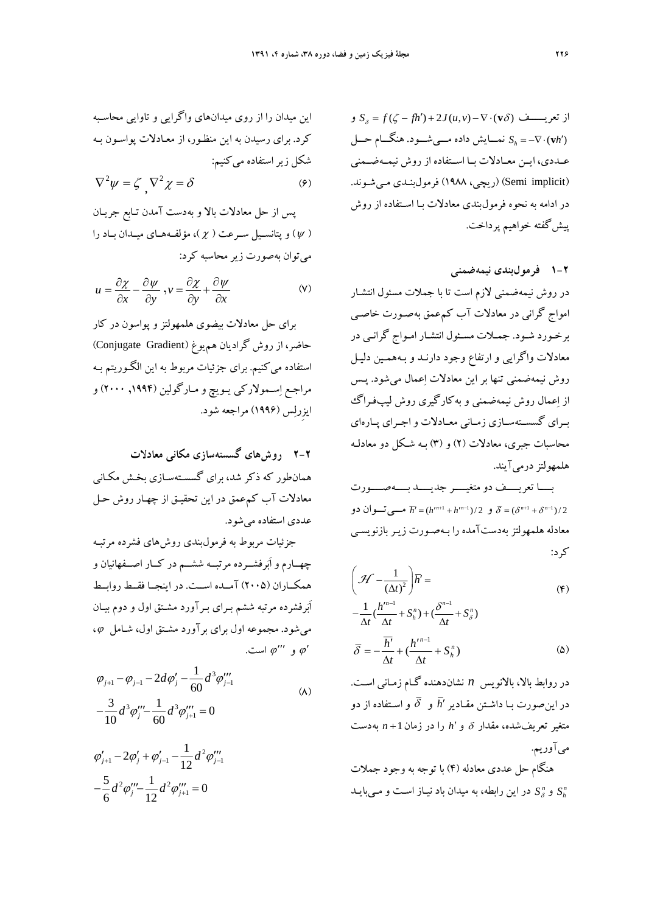از تعریف $S_\delta = f(\zeta - fh') + 2J(u,v) - \nabla\cdot(\mathbf{v}\delta)$ و $S_h = -\nabla\cdot(\mathbf{v}h')$ نمایش داده می‌شود. هنگام حل عددی، این معادلات با استفاده از روش نیمه‌ضمنی (Semi implicit) (ریچی، ۱۹۸۸) فرمول‌بندی می‌شوند. در ادامه به نحوه فرمول‌بندی معادلات با استفاده از روش پیش‌گفته خواهیم پرداخت.

### ۱-۲ فرمول‌بندی نیمه‌ضمنی

در روش نیمه‌ضمنی لازم است تا با جملات مسئول انتشار امواج گرانی در معادلات آب کم‌عمق به‌صورت خاصی برخورد شود. جملات مسئول انتشار امواج گرانی در معادلات واگرایی و ارتفاع وجود دارند و به‌همین دلیل روش نیمه‌ضمنی تنها بر این معادلات اِعمال می‌شود. پس از اِعمال روش نیمه‌ضمنی و به‌کارگیری روش لیپ‌فراگ برای گسسته‌سازی زمانی معادلات و اجرای پاره‌ای محاسبات جبری، معادلات (۲) و (۳) به شکل دو معادله هلمهولتز درمی‌آیند.

با تعریف دو متغیر جدید به‌صورت $\overline{h'} = (h'^{n+1} + h'^{n-1})/2$ و $\overline{\delta} = (\delta^{n+1} + \delta^{n-1})/2$ می‌توان دو معادله هلمهولتز به‌دست‌آمده را به‌صورت زیر بازنویسی کرد:

$$\left(\mathscr{H} - \frac{1}{(\Delta t)^2}\right)\overline{h'} = -\frac{1}{\Delta t}\left(\frac{h'^{n-1}}{\Delta t} + S_h^n\right) + \left(\frac{\delta^{n-1}}{\Delta t} + S_\delta^n\right) \tag{۴}$$

$$\overline{\delta} = -\frac{\overline{h'}}{\Delta t} + \left(\frac{h'^{n-1}}{\Delta t} + S_h^n\right) \tag{۵}$$

در روابط بالا، بالانویس $n$ نشان‌دهنده گام زمانی است. در این‌صورت با داشتن مقادیر $\overline{h'}$ و $\overline{\delta}$ و استفاده از دو متغیر تعریف‌شده، مقدار $\delta$ و $h'$ را در زمان $n+1$ به‌دست می‌آوریم.

هنگام حل عددی معادله (۴) با توجه به وجود جملات $S_\delta^n$ و $S_h^n$ در این رابطه، به میدان باد نیاز است و می‌باید این میدان را از روی میدان‌های واگرایی و تاوایی محاسبه کرد. برای رسیدن به این منظور، از معادلات پواسون به شکل زیر استفاده می‌کنیم:

$$\nabla^2\psi = \zeta \,,\; \nabla^2\chi = \delta \tag{۶}$$

پس از حل معادلات بالا و به‌دست آمدن تابع جریان ($\psi$) و پتانسیل سرعت ($\chi$)، مؤلفه‌های میدان باد را می‌توان به‌صورت زیر محاسبه کرد:

$$u = \frac{\partial\chi}{\partial x} - \frac{\partial\psi}{\partial y} \,,\; v = \frac{\partial\chi}{\partial y} + \frac{\partial\psi}{\partial x} \tag{۷}$$

برای حل معادلات بیضوی هلمهولتز و پواسون در کار حاضر، از روش گرادیان هم‌یوغ (Conjugate Gradient) استفاده می‌کنیم. برای جزئیات مربوط به این الگوریتم به مراجع اِسمولارکی یوویچ و مارگولین (۱۹۹۴, ۲۰۰۰) و ایزرلِس (۱۹۹۶) مراجعه شود.

### ۲-۲ روش‌های گسسته‌سازی مکانی معادلات

همان‌طور که ذکر شد، برای گسسته‌سازی بخش مکانی معادلات آب کم‌عمق در این تحقیق از چهار روش حل عددی استفاده می‌شود.

جزئیات مربوط به فرمول‌بندی روش‌های فشرده مرتبه چهارم و اَبَرفشرده مرتبه ششم در کار اصفهانیان و همکاران (۲۰۰۵) آمده است. در اینجا فقط روابط اَبَرفشرده مرتبه ششم برای برآورد مشتق اول و دوم بیان می‌شود. مجموعه اول برای برآورد مشتق اول، شامل $\varphi$، $\varphi'$ و $\varphi'''$ است.

$$\varphi_{j+1} - \varphi_{j-1} - 2d\varphi'_j - \frac{1}{60}d^3\varphi'''_{j-1} - \frac{3}{10}d^3\varphi'''_j - \frac{1}{60}d^3\varphi'''_{j+1} = 0 \tag{۸}$$

$$\varphi'_{j+1} - 2\varphi'_j + \varphi'_{j-1} - \frac{1}{12}d^2\varphi'''_{j-1} - \frac{5}{6}d^2\varphi'''_j - \frac{1}{12}d^2\varphi'''_{j+1} = 0$$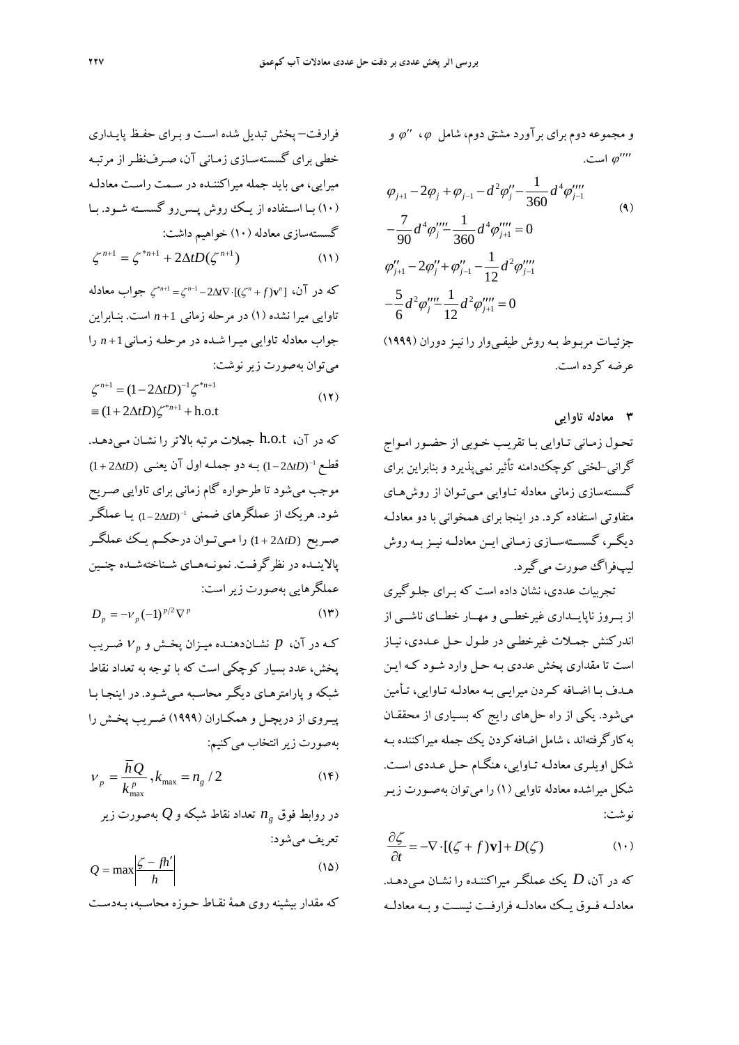و مجموعه دوم برای برآورد مشتق دوم، شامل $\varphi$، $\varphi''$ و $\varphi''''$ است.

$$
\begin{aligned}
&\varphi_{j+1}-2\varphi_j+\varphi_{j-1}-d^2\varphi_j''-\frac{1}{360}d^4\varphi_{j-1}''''\\
&-\frac{7}{90}d^4\varphi_j''''-\frac{1}{360}d^4\varphi_{j+1}''''=0\\
&\varphi_{j+1}''-2\varphi_j''+\varphi_{j-1}''-\frac{1}{12}d^2\varphi_{j-1}''''\\
&-\frac{5}{6}d^2\varphi_j''''-\frac{1}{12}d^2\varphi_{j+1}''''=0
\end{aligned}
\tag{9}
$$

جزئیات مربوط به روش طیفی‌وار را نیز دوران (۱۹۹۹) عرضه کرده است.

## ۳ معادله تاوایی

تحول زمانی تاوایی با تقریب خوبی از حضور امواج گرانی-لختی کوچک‌دامنه تأثیر نمی‌پذیرد و بنابراین برای گسسته‌سازی زمانی معادله تاوایی می‌توان از روش‌های متفاوتی استفاده کرد. در اینجا برای همخوانی با دو معادله دیگر، گسسته‌سازی زمانی این معادله نیز به روش لیپ‌فراگ صورت می‌گیرد.

تجربیات عددی، نشان داده است که برای جلوگیری از بروز ناپایداری غیرخطی و مهار خطاهای ناشی از اندرکنش جملات غیرخطی در طول حل عددی، نیاز است تا مقداری پخش عددی به حل وارد شود که این هدف با اضافه کردن میرایی به معادله تاوایی، تأمین می‌شود. یکی از راه حل‌های رایج که بسیاری از محققان به‌کارگرفته‌اند ، شامل اضافه‌کردن یک جمله میراکننده به شکل اویلری معادله تاوایی، هنگام حل عددی است. شکل میراشده معادله تاوایی (۱) را می‌توان به‌صورت زیر نوشت:

$$
\frac{\partial \zeta}{\partial t}=-\nabla\cdot[(\zeta+f)\mathbf{v}]+D(\zeta) \tag{10}
$$

که در آن، $D$ یک عملگر میراکننده را نشان می‌دهد. معادله فوق یک معادله فرارفت نیست و به معادله فرارفت- پخش تبدیل شده است و برای حفظ پایداری خطی برای گسسته‌سازی زمانی آن، صرف‌نظر از مرتبه میرایی، می باید جمله میراکننده در سمت راست معادله (۱۰) با استفاده از یک روش پس‌رو گسسته شود. با گسسته‌سازی معادله (۱۰) خواهیم داشت:

$$
\zeta^{n+1}=\zeta^{*n+1}+2\Delta tD(\zeta^{n+1}) \tag{11}
$$

که در آن، $\zeta^{*n+1}=\zeta^{n-1}-2\Delta t\nabla\cdot[(\zeta^{n}+f)\mathbf{v}^{n}]$ جواب معادله تاوایی میرا نشده (۱) در مرحله زمانی $n+1$ است. بنابراین جواب معادله تاوایی میرا شده در مرحله زمانی $n+1$ را می‌توان به‌صورت زیر نوشت:

$$
\begin{aligned}
\zeta^{n+1}&=(1-2\Delta tD)^{-1}\zeta^{*n+1}\\
&\equiv(1+2\Delta tD)\zeta^{*n+1}+\text{h.o.t}
\end{aligned}
\tag{12}
$$

که در آن، h.o.t جملات مرتبه بالاتر را نشان می‌دهد. قطع $(1-2\Delta tD)^{-1}$ به دو جمله اول آن یعنی $(1+2\Delta tD)$ موجب می‌شود تا طرحواره گام زمانی برای تاوایی صریح شود. هریک از عملگرهای ضمنی $(1-2\Delta tD)^{-1}$ یا عملگر صریح $(1+2\Delta tD)$ را می‌توان درحکم یک عملگر پالاینده در نظر گرفت. نمونه‌های شناخته‌شده چنین عملگرهایی به‌صورت زیر است:

$$
D_p=-\nu_p(-1)^{p/2}\nabla^p \tag{13}
$$

که در آن، $p$ نشان‌دهنده میزان پخش و $\nu_p$ ضریب پخش، عدد بسیار کوچکی است که با توجه به تعداد نقاط شبکه و پارامترهای دیگر محاسبه می‌شود. در اینجا با پیروی از دریچل و همکاران (۱۹۹۹) ضریب پخش را به‌صورت زیر انتخاب می‌کنیم:

$$
\nu_p=\frac{\overline{h}Q}{k_{\max}^{p}},k_{\max}=n_g/2 \tag{14}
$$

در روابط فوق $n_g$ تعداد نقاط شبکه و $Q$ به‌صورت زیر تعریف می‌شود:

$$
Q=\max\left|\frac{\zeta-fh'}{h}\right| \tag{15}
$$

که مقدار بیشینه روی همهٔ نقاط حوزه محاسبه، به‌دست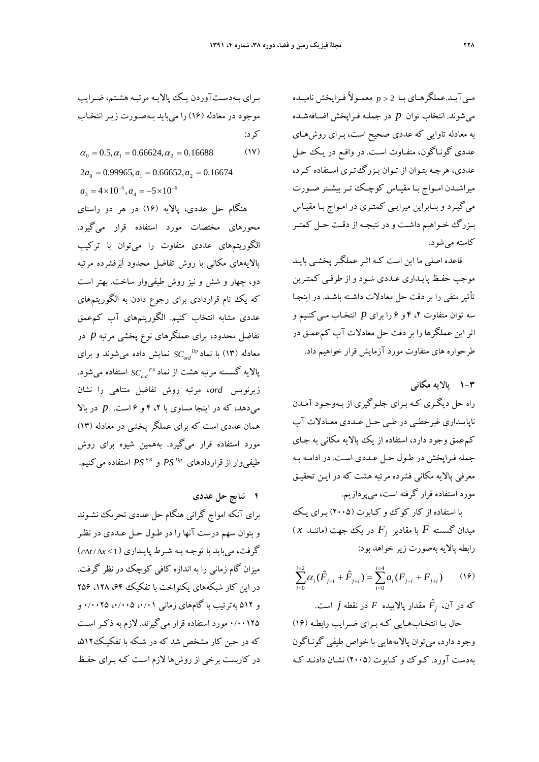می‌آیـد.عملگرهـای بـا $p > 2$ معمـولاً فـراپخش نامیـده می‌شوند. انتخاب توان $p$ در جملـه فـراپخش اضـافه‌شـده به معادله تاوایی که عددی صحیح است، بـرای روش‌هـای عددی گونـاگون، متفـاوت اسـت. در واقـع در یـک حـل عددی، هرچـه بتـوان از تـوان بـزرگ‌تـری اسـتفاده کـرد، میراشـدن امـواج بـا مقیـاس کوچـک تـر بیشـتر صـورت می‌گیـرد و بنـابراین میرایـی کمتـری در امـواج بـا مقیـاس بـزرگ خـواهیم داشـت و در نتیجـه از دقـت حـل کمتـر کاسته می‌شود.

قاعده اصلی ما این است کـه اثـر عملگـر پخشـی بایـد موجب حفـظ پایـداری عـددی شـود و از طرفـی کمتـرین تأثیر منفی را بر دقت حل معادلات داشـته باشـد. در اینجـا سه توان متفاوت ۲، ۴ و ۶ را برای $p$ انتخـاب مـی‌کنـیم و اثر این عملگرها را بر دقت حل معادلات آب کم‌عمـق در طرحواره های متفاوت مورد آزمایش قرار خواهیم داد.

## ۳-۱ پالایه مکانی

راه حل دیگـری کـه بـرای جلـوگیری از بـه‌وجـود آمـدن ناپایـداری غیرخطـی در طـی حـل عـددی معـادلات آب کم‌عمق وجود دارد، استفاده از یک پالایه مکانی به جـای جمله فـراپخش در طـول حـل عـددی اسـت. در ادامـه بـه معرفی پالایه مکانی فشرده مرتبه هشت که در ایـن تحقیـق مورد استفاده قرار گرفته است، می‌پردازیم.

با استفاده از کار کوک و کـابوت (۲۰۰۵) بـرای یـک میدان گسسته $F$ با مقادیر $F_j$ در یک جهت (ماننـد $x$) رابطه پالایه به‌صورت زیر خواهد بود:

$$\sum_{i=0}^{i=2} \alpha_i (\hat{F}_{j-i} + \hat{F}_{j+i}) = \sum_{i=0}^{i=4} a_i (F_{j-i} + F_{j+i}) \qquad (۱۶)$$

که در آن، $\hat{F}_j$ مقدار پالاییده $F$ در نقطه $j$ است.

حال بـا انتخاب‌هـایی کـه بـرای ضـرایب رابطـه (۱۶) وجود دارد، می‌توان پالایه‌هایی با خواص طیفی گونـاگون به‌دست آورد. کـوک و کـابوت (۲۰۰۵) نشـان دادنـد کـه بـرای بـه‌دسـت‌آوردن یـک پالایـه مرتبـه هشـتم، ضـرایب موجود در معادله (۱۶) را می‌باید بـه‌صـورت زیـر انتخـاب کرد:

$$\alpha_0 = 0.5, \alpha_1 = 0.66624, \alpha_2 = 0.16688 \qquad (۱۷)$$

$$2a_0 = 0.99965, a_1 = 0.66652, a_2 = 0.16674$$

$$a_3 = 4\times10^{-5}, a_4 = -5\times10^{-6}$$

هنگام حل عددی، پالایه (۱۶) در هر دو راستای محورهای مختصات مورد استفاده قرار می‌گیرد. الگوریتم‌های عددی متفاوت را می‌توان با ترکیب پالایه‌های مکانی با روش تفاضل محدود اَبَرفشرده مرتبه دو، چهار و شش و نیز روش طیفی‌وار ساخت. بهتر است که یک نام قراردادی برای رجوع دادن به الگوریتم‌های عددی مشابه انتخاب کنیم. الگوریتم‌های آب کم‌عمق تفاضل محدود، برای عملگرهای نوع پخشی مرتبه $p$ در معادله (۱۳) با نماد $SC_{ord}^{\ Dp}$ نمایش داده می‌شوند و برای پالایه گسسته مرتبه هشت از نماد $SC_{ord}^{\ F8}$ استفاده می‌شود. زیرنویس *ord*، مرتبه روش تفاضل متناهی را نشان می‌دهد، که در اینجا مساوی با ۲، ۴ و ۶ است. $p$ در بالا همان عددی است که برای عملگر پخشی در معادله (۱۳) مورد استفاده قرار می‌گیرد. به‌همین شیوه برای روش طیفی‌وار از قراردادهای $PS^{Dp}$ و $PS^{F8}$ استفاده می‌کنیم.

## ۴ نتایج حل عددی

برای آنکه امواج گرانی هنگام حل عددی تحریک نشـوند و بتوان سهم درست آنها را در طـول حـل عـددی در نظـر گرفت، می‌باید با توجـه بـه شـرط پایـداری ($c\Delta t / \Delta x \leq 1$) میزان گام زمانی را به اندازه کافی کوچک در نظر گرفت. در این کار شبکه‌های یکنواخت با تفکیک ۶۴، ۱۲۸، ۲۵۶ و ۵۱۲ به‌ترتیب با گام‌های زمانی ۰/۰۱، ۰/۰۰۵، ۰/۰۰۲۵ و ۰/۰۰۱۲۵ مورد استفاده قرار می‌گیرند. لازم به ذکـر اسـت که در حین کار مشخص شد که در شبکه با تفکیـک۵۱۲، در کاربست برخی از روش‌ها لازم اسـت کـه بـرای حفـظ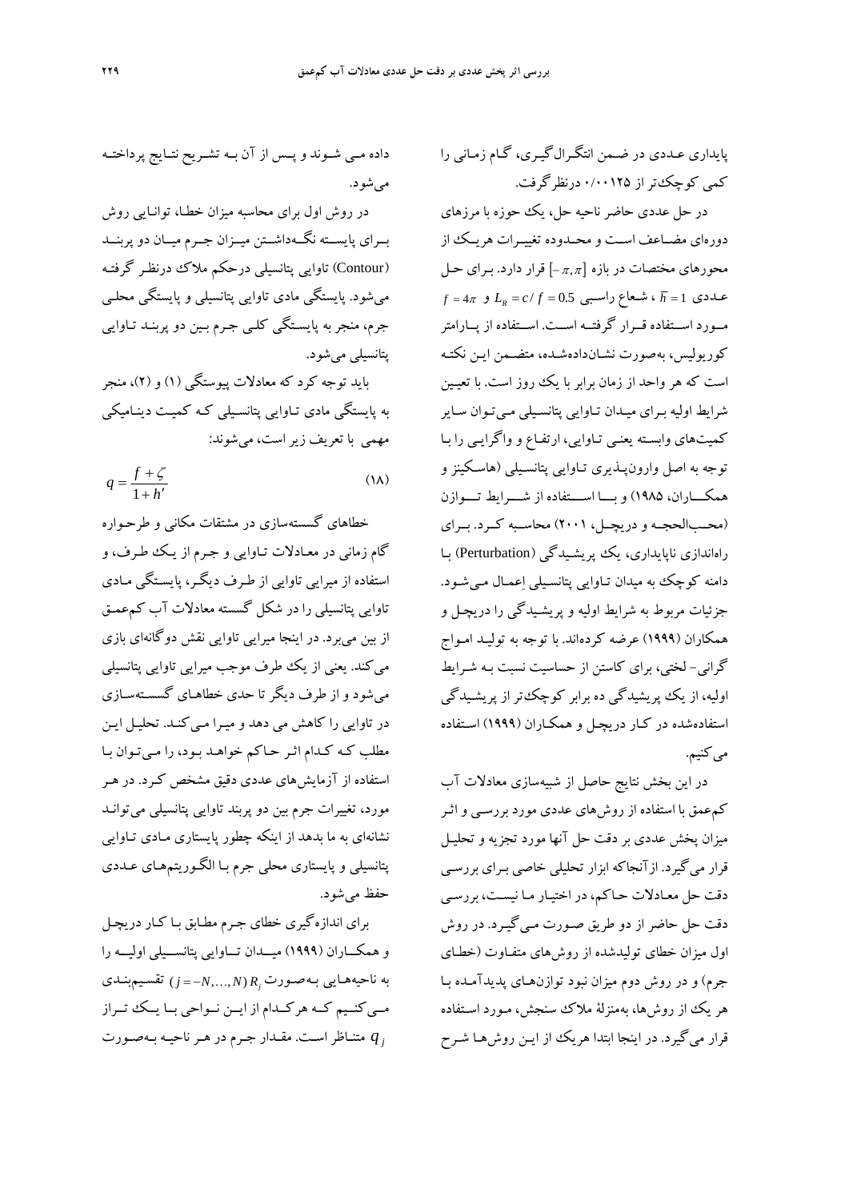پایداری عددی در ضمن انتگرال‌گیری، گام زمانی را کمی کوچک‌تر از ۰/۰۰۱۲۵ درنظرگرفت.

در حل عددی حاضر ناحیه حل، یک حوزه با مرزهای دوره‌ای مضاعف است و محدوده تغییرات هریک از محورهای مختصات در بازه $[-\pi,\pi]$ قرار دارد. برای حل عددی $\bar{h}=1$ ، شعاع راسبی $L_R = c/f = 0.5$ و $f = 4\pi$ مورد استفاده قرار گرفته است. استفاده از پارامتر کوریولیس، به‌صورت نشان‌داده‌شده، متضمن این نکته است که هر واحد از زمان برابر با یک روز است. با تعیین شرایط اولیه برای میدان تاوایی پتانسیلی می‌توان سایر کمیت‌های وابسته یعنی تاوایی، ارتفاع و واگرایی را با توجه به اصل وارون‌پذیری تاوایی پتانسیلی (هاسکینز و همکاران، ۱۹۸۵) و با استفاده از شرایط توازن (محب‌الحجه و دریچل، ۲۰۰۱) محاسبه کرد. برای راه‌اندازی ناپایداری، یک پریشیدگی (Perturbation) با دامنه کوچک به میدان تاوایی پتانسیلی اِعمال می‌شود. جزئیات مربوط به شرایط اولیه و پریشیدگی را دریچل و همکاران (۱۹۹۹) عرضه کرده‌اند. با توجه به تولید امواج گرانی- لختی، برای کاستن از حساسیت نسبت به شرایط اولیه، از یک پریشیدگی ده برابر کوچک‌تر از پریشیدگی استفاده‌شده در کار دریچل و همکاران (۱۹۹۹) استفاده می‌کنیم.

در این بخش نتایج حاصل از شبیه‌سازی معادلات آب کم‌عمق با استفاده از روش‌های عددی مورد بررسی و اثر میزان پخش عددی بر دقت حل آنها مورد تجزیه و تحلیل قرار می‌گیرد. ازآنجاکه ابزار تحلیلی خاصی برای بررسی دقت حل معادلات حاکم، در اختیار ما نیست، بررسی دقت حل حاضر از دو طریق صورت می‌گیرد. در روش اول میزان خطای تولیدشده از روش‌های متفاوت (خطای جرم) و در روش دوم میزان نبود توازن‌های پدیدآمده با هر یک از روش‌ها، به‌منزلهٔ ملاک سنجش، مورد استفاده قرار می‌گیرد. در اینجا ابتدا هریک از این روش‌ها شرح داده می‌شوند و پس از آن به تشریح نتایج پرداخته می‌شود.

در روش اول برای محاسبه میزان خطا، توانایی روش برای پایسته نگه‌داشتن میزان جرم میان دو پربند (Contour) تاوایی پتانسیلی درحکم ملاک درنظر گرفته می‌شود. پایستگی مادی تاوایی پتانسیلی و پایستگی محلی جرم، منجر به پایستگی کلی جرم بین دو پربند تاوایی پتانسیلی می‌شود.

باید توجه کرد که معادلات پیوستگی (۱) و (۲)، منجر به پایستگی مادی تاوایی پتانسیلی که کمیت دینامیکی مهمی با تعریف زیر است، می‌شوند:

$$q = \frac{f+\zeta}{1+h'} \tag{18}$$

خطاهای گسسته‌سازی در مشتقات مکانی و طرحواره گام زمانی در معادلات تاوایی و جرم از یک طرف، و استفاده از میرایی تاوایی از طرف دیگر، پایستگی مادی تاوایی پتانسیلی را در شکل گسسته معادلات آب کم‌عمق از بین می‌برد. در اینجا میرایی تاوایی نقش دوگانه‌ای بازی می‌کند. یعنی از یک طرف موجب میرایی تاوایی پتانسیلی می‌شود و از طرف دیگر تا حدی خطاهای گسسته‌سازی در تاوایی را کاهش می دهد و میرا می‌کند. تحلیل این مطلب که کدام اثر حاکم خواهد بود، را می‌توان با استفاده از آزمایش‌های عددی دقیق مشخص کرد. در هر مورد، تغییرات جرم بین دو پربند تاوایی پتانسیلی می‌تواند نشانه‌ای به ما بدهد از اینکه چطور پایستاری مادی تاوایی پتانسیلی و پایستاری محلی جرم با الگوریتم‌های عددی حفظ می‌شود.

برای اندازه‌گیری خطای جرم مطابق با کار دریچل و همکاران (۱۹۹۹) میدان تاوایی پتانسیلی اولیه را به ناحیه‌هایی به‌صورت $R_j$ $(j=-N,\ldots,N)$ تقسیم‌بندی می‌کنیم که هرکدام از این نواحی با یک تراز $q_j$ متناظر است. مقدار جرم در هر ناحیه به‌صورت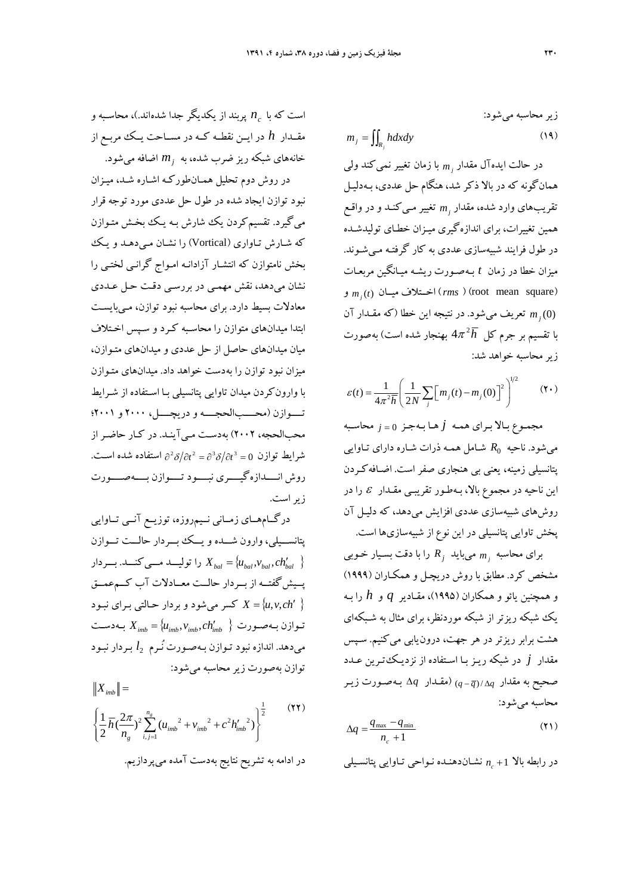زیر محاسبه می‌شود:

$$m_j = \iint_{R_j} h dx dy \tag{19}$$

در حالت ایده‌آل مقدار $m_j$ با زمان تغییر نمی‌کند ولی همان‌گونه که در بالا ذکر شد، هنگام حل عددی، به‌دلیل تقریب‌های وارد شده، مقدار $m_j$ تغییر می‌کند و در واقع همین تغییرات، برای اندازه‌گیری میزان خطای تولیدشده در طول فرایند شبیه‌سازی عددی به کار گرفته می‌شوند. میزان خطا در زمان $t$ به‌صورت ریشه میانگین مربعات (root mean square) ($rms$) اختلاف میان $m_j(t)$ و $m_j(0)$ تعریف می‌شود. در نتیجه این خطا (که مقدار آن با تقسیم بر جرم کل $4\pi^2 \bar{h}$ بهنجار شده است) به‌صورت زیر محاسبه خواهد شد:

$$\varepsilon(t) = \frac{1}{4\pi^2 \bar{h}} \left( \frac{1}{2N} \sum_j \left[ m_j(t) - m_j(0) \right]^2 \right)^{1/2} \tag{20}$$

مجموع بالا برای همه $j$ ها به‌جز $j = 0$ محاسبه می‌شود. ناحیه $R_0$ شامل همه ذرات شاره دارای تاوایی پتانسیلی زمینه، یعنی بی هنجاری صفر است. اضافه‌کردن این ناحیه در مجموع بالا، به‌طور تقریبی مقدار $\varepsilon$ را در روش‌های شبیه‌سازی عددی افزایش می‌دهد، که دلیل آن پخش تاوایی پتانسیلی در این نوع از شبیه‌سازی‌ها است.

برای محاسبه $m_j$ می‌باید $R_j$ را با دقت بسیار خوبی مشخص کرد. مطابق با روش دریچل و همکاران (۱۹۹۹) و همچنین یائو و همکاران (۱۹۹۵)، مقادیر $q$ و $h$ را به یک شبکه ریزتر از شبکه موردنظر، برای مثال به شبکه‌ای هشت برابر ریزتر در هر جهت، درون‌یابی می‌کنیم. سپس مقدار $j$ در شبکه ریز با استفاده از نزدیک‌ترین عدد صحیح به مقدار $(q-\bar{q})/\Delta q$ (مقدار $\Delta q$ به‌صورت زیر محاسبه می‌شود:

$$\Delta q = \frac{q_{\max} - q_{\min}}{n_c + 1} \tag{21}$$

در رابطه بالا $n_c + 1$ نشان‌دهنده نواحی تاوایی پتانسیلی است که با $n_c$ پربند از یکدیگر جدا شده‌اند.)، محاسبه و مقدار $h$ در این نقطه که در مساحت یک مربع از خانه‌های شبکه ریز ضرب شده، به $m_j$ اضافه می‌شود.

در روش دوم تحلیل همان‌طورکه اشاره شد، میزان نبود توازن ایجاد شده در طول حل عددی مورد توجه قرار می‌گیرد. تقسیم‌کردن یک شارش به یک بخش متوازن که شارش تاواری (Vortical) را نشان می‌دهد و یک بخش نامتوازن که انتشار آزادانه امواج گرانی لختی را نشان می‌دهد، نقش مهمی در بررسی دقت حل عددی معادلات بسیط دارد. برای محاسبه نبود توازن، می‌بایست ابتدا میدان‌های متوازن را محاسبه کرد و سپس اختلاف میان میدان‌های حاصل از حل عددی و میدان‌های متوازن، میزان نبود توازن را به‌دست خواهد داد. میدان‌های متوازن با وارون‌کردن میدان تاوایی پتانسیلی با استفاده از شرایط توازن (محب‌الحجه و دریچل، ۲۰۰۰ و ۲۰۰۱؛ محب‌الحجه، ۲۰۰۲) به‌دست می‌آیند. در کار حاضر از شرایط توازن $\partial^2\delta/\partial t^2 = \partial^3\delta/\partial t^3 = 0$ استفاده شده است. روش اندازه‌گیری نبود توازن به‌صورت زیر است.

درگام‌های زمانی نیم‌روزه، توزیع آنی تاوایی پتانسیلی، وارون شده و یک بردار حالت توازن $X_{bal} = \{u_{bal}, v_{bal}, ch'_{bal}\}$ را تولید می‌کند. بردار پیش‌گفته از بردار حالت معادلات آب کم‌عمق $X = \{u, v, ch'\}$ کسر می‌شود و بردار حالتی برای نبود توازن به‌صورت $X_{imb} = \{u_{imb}, v_{imb}, ch'_{imb}\}$ به‌دست می‌دهد. اندازه نبود توازن به‌صورت نُرم $l_2$ بردار نبود توازن به‌صورت زیر محاسبه می‌شود:

$$\|X_{imb}\| = \left\{ \frac{1}{2} \bar{h} \left(\frac{2\pi}{n_g}\right)^2 \sum_{i,j=1}^{n_g} ({u_{imb}}^2 + {v_{imb}}^2 + c^2 {h'_{imb}}^2) \right\}^{\frac{1}{2}} \tag{22}$$

در ادامه به تشریح نتایج به‌دست آمده می‌پردازیم.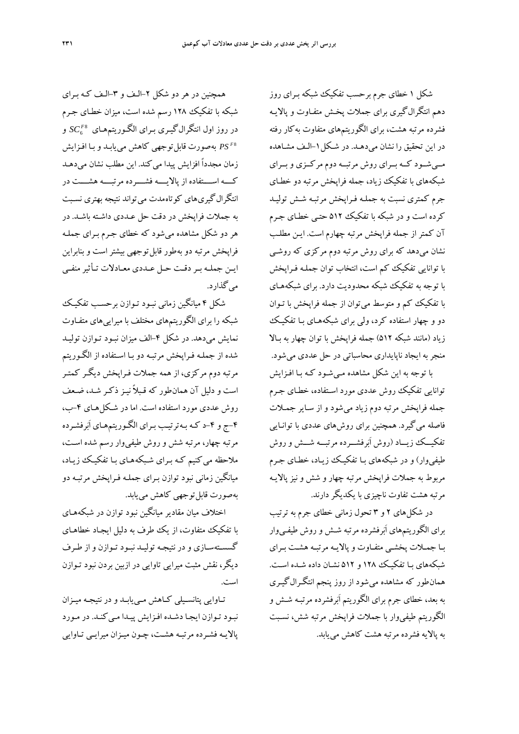شکل ۱ خطای جرم برحسب تفکیک شبکه بـرای روز دهم انتگرال‌گیری برای جملات پخش متفـاوت و پالایـه فشرده مرتبه هشت، برای الگوریتم‌های متفاوت به‌کار رفته در این تحقیق را نشان می‌دهـد. در شـکل ۱-الـف مشـاهده مـی‌شـود کـه بـرای روش مرتبـه دوم مرکـزی و بـرای شبکه‌های با تفکیک زیاد، جمله فراپخش مرتبه دو خطـای جرم کمتری نسبت به جملـه فـراپخش مرتبـه شـش تولیـد کرده است و در شبکه با تفکیک ۵۱۲ حتـی خطـای جـرم آن کمتر از جمله فراپخش مرتبه چهارم است. ایـن مطلـب نشان می‌دهد که برای روش مرتبه دوم مرکزی که روشـی با توانایی تفکیک کم است، انتخاب توان جملـه فـراپخش با توجه به تفکیک شبکه محدودیت دارد. برای شبکه‌هـای با تفکیک کم و متوسط می‌توان از جمله فراپخش با تـوان دو و چهار استفاده کرد، ولی برای شبکه‌هـای بـا تفکیـک زیاد (مانند شبکه ۵۱۲) جمله فراپخش با توان چهار به بـالا منجر به ایجاد ناپایداری محاسباتی در حل عددی می‌شود.

با توجه به این شکل مشاهده مـی‌شـود کـه بـا افـزایش توانایی تفکیک روش عددی مورد استفاده، خطـای جـرم جمله فراپخش مرتبه دوم زیاد می‌شود و از سـایر جمـلات فاصله می‌گیرد. همچنین برای روش‌های عددی با توانـایی تفکیـک زیـاد (روش اَبَرفشـرده مرتبـه شـش و روش طیفی‌وار) و در شبکه‌های بـا تفکیـک زیـاد، خطـای جـرم مربوط به جملات فراپخش مرتبه چهار و شش و نیز پالایـه مرتبه هشت تفاوت ناچیزی با یکدیگر دارند.

در شکل‌های ۲ و ۳ تحول زمانی خطای جرم به ترتیب برای الگوریتم‌های اَبَرفشرده مرتبه شـش و روش طیفـی‌وار بـا جمـلات پخشـی متفـاوت و پالایـه مرتبـه هشـت بـرای شبکه‌های بـا تفکیـک ۱۲۸ و ۵۱۲ نشـان داده شـده اسـت. همان‌طور که مشاهده می‌شود از روز پنجم انتگـرال‌گیـری به بعد، خطای جرم برای الگوریتم اَبَرفشرده مرتبـه شـش و الگوریتم طیفی‌وار با جملات فراپخش مرتبه شش، نسبت به پالایه فشرده مرتبه هشت کاهش می‌یابد.

همچنین در هر دو شکل ۲-الـف و ۳-الـف کـه بـرای شبکه با تفکیک ۱۲۸ رسم شده است، میزان خطـای جـرم در روز اول انتگرال‌گیـری بـرای الگـوریتم‌هـای $SC_6^{F8}$ و $PS^{F8}$ به‌صورت قابل‌توجهی کاهش می‌یابـد و بـا افـزایش زمان مجدداً افزایش پیدا می‌کند. این مطلب نشان می‌دهـد کـه اسـتفاده از پالایـه فشـرده مرتبـه هشـت در انتگرال‌گیری‌های کوتاه‌مدت می‌تواند نتیجه بهتری نسبت به جملات فراپخش در دقت حل عـددی داشـته باشـد. در هر دو شکل مشاهده می‌شود که خطای جـرم بـرای جملـه فراپخش مرتبه دو به‌طور قابل‌توجهی بیشتر است و بنابراین ایـن جملـه بـر دقـت حـل عـددی معـادلات تـأثیر منفـی می‌گذارد.

شکل ۴ میانگین زمانی نبـود تـوازن برحسـب تفکیـک شبکه را برای الگوریتم‌های مختلف با میرایی‌های متفـاوت نمایش می‌دهد. در شکل ۴-الف میزان نبـود تـوازن تولیـد شده از جملـه فـراپخش مرتبـه دو بـا اسـتفاده از الگـوریتم مرتبه دوم مرکزی، از همه جملات فـراپخش دیگـر کمتـر است و دلیل آن همان‌طور که قبلاً نیـز ذکـر شـد، ضـعف روش عددی مورد استفاده است. اما در شـکل‌هـای ۴-ب، ۴-ج و ۴-د کـه بـه‌ترتیـب بـرای الگـوریتم‌هـای اَبَرفشـرده مرتبه چهار، مرتبه شش و روش طیفی‌وار رسم شده اسـت، ملاحظه می‌کنیم کـه بـرای شـبکه‌هـای بـا تفکیـک زیـاد، میانگین زمانی نبود توازن بـرای جملـه فـراپخش مرتبـه دو به‌صورت قابل‌توجهی کاهش می‌یابد.

اختلاف میان مقادیر میانگین نبود توازن در شبکه‌هـای با تفکیک متفاوت، از یک طرف به دلیل ایجـاد خطاهـای گسسـته‌سـازی و در نتیجـه تولیـد نبـود تـوازن و از طـرف دیگر، نقش مثبت میرایی تاوایی در ازبین بردن نبود تـوازن است.

تـاوایی پتانسـیلی کـاهش مـی‌یابـد و در نتیجـه میـزان نبـود تـوازن ایجـا دشـده افـزایش پیـدا مـی‌کنـد. در مـورد پالایـه فشـرده مرتبـه هشـت، چـون میـزان میرایـی تـاوایی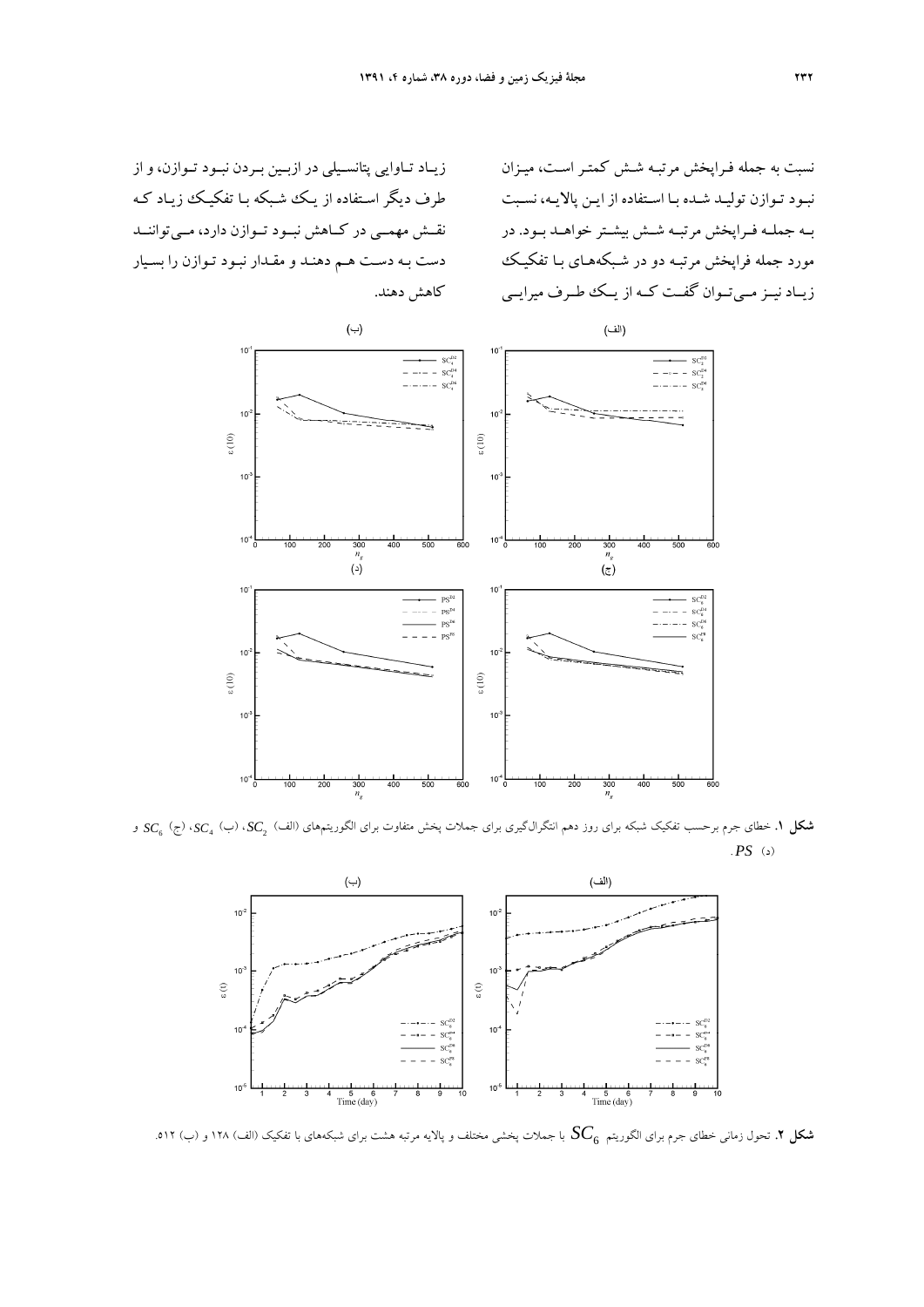نسبت به جمله فراپخش مرتبه شش کمتر است، میزان نبود توازن تولید شده با استفاده از این پالایه، نسبت به جمله فراپخش مرتبه شش بیشتر خواهد بود. در مورد جمله فراپخش مرتبه دو در شبکه‌های با تفکیک زیاد نیز می‌توان گفت که از یک طرف میرایی زیاد تاوایی پتانسیلی در ازبین بردن نبود توازن، و از طرف دیگر استفاده از یک شبکه با تفکیک زیاد که نقش مهمی در کاهش نبود توازن دارد، می‌توانند دست به دست هم دهند و مقدار نبود توازن را بسیار کاهش دهند.

**شکل ۱.** خطای جرم برحسب تفکیک شبکه برای روز دهم انتگرال‌گیری برای جملات پخش متفاوت برای الگوریتم‌های (الف) $SC_2$، (ب) $SC_4$، (ج) $SC_6$ و (د) $PS$.

**شکل ۲.** تحول زمانی خطای جرم برای الگوریتم $SC_6$ با جملات پخشی مختلف و پالایه مرتبه هشت برای شبکه‌های با تفکیک (الف) ۱۲۸ و (ب) ۵۱۲.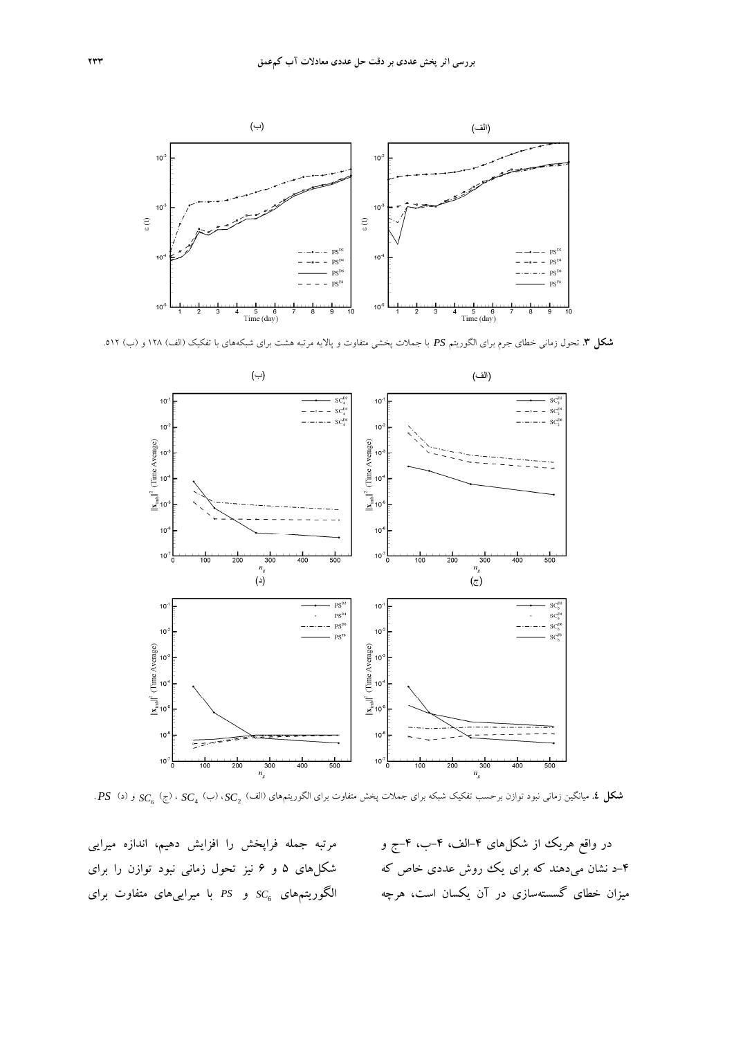**شکل ۳.** تحول زمانی خطای جرم برای الگوریتم $PS$ با جملات پخشی متفاوت و پالایه مرتبه هشت برای شبکه‌های با تفکیک (الف) ۱۲۸ و (ب) ۵۱۲.

**شکل ٤.** میانگین زمانی نبود توازن برحسب تفکیک شبکه برای جملات پخش متفاوت برای الگوریتم‌های (الف) $SC_2$، (ب) $SC_4$، (ج) $SC_6$ و (د) $PS$.

در واقع هریک از شکل‌های ۴-الف، ۴-ب، ۴-ج و ۴-د نشان می‌دهند که برای یک روش عددی خاص که میزان خطای گسسته‌سازی در آن یکسان است، هرچه مرتبه جمله فراپخش را افزایش دهیم، اندازه میرایی شکل‌های ۵ و ۶ نیز تحول زمانی نبود توازن را برای الگوریتم‌های $SC_6$ و $PS$ با میرایی‌های متفاوت برای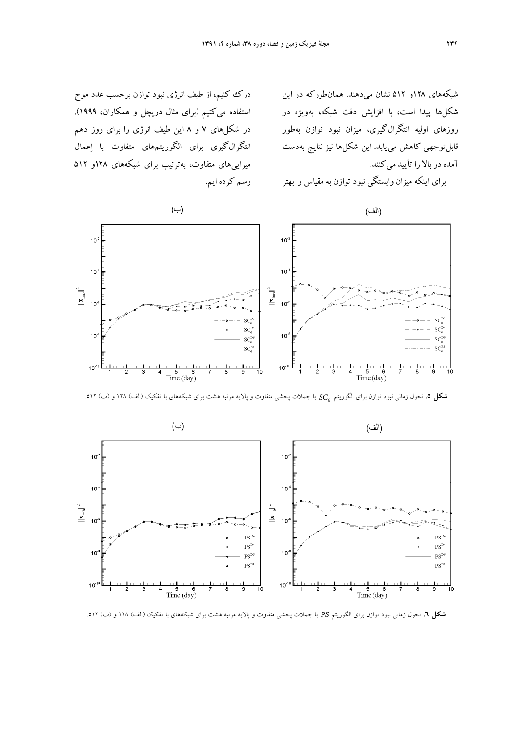شبکه‌های ۱۲۸و ۵۱۲ نشان می‌دهند. همان‌طورکه در این شکل‌ها پیدا است، با افزایش دقت شبکه، به‌ویژه در روزهای اولیه انتگرال‌گیری، میزان نبود توازن به‌طور قابل‌توجهی کاهش می‌یابد. این شکل‌ها نیز نتایج به‌دست آمده در بالا را تأیید می‌کنند.

برای اینکه میزان وابستگی نبود توازن به مقیاس را بهتر درک کنیم، از طیف انرژی نبود توازن برحسب عدد موج استفاده می‌کنیم (برای مثال دریچل و همکاران، ۱۹۹۹). در شکل‌های ۷ و ۸ این طیف انرژی را برای روز دهم انتگرال‌گیری برای الگوریتم‌های متفاوت با اِعمال میرایی‌های متفاوت، به‌ترتیب برای شبکه‌های ۱۲۸و ۵۱۲ رسم کرده‌ایم.

**شکل ۵.** تحول زمانی نبود توازن برای الگوریتم $SC_6$ با جملات پخشی متفاوت و پالایه مرتبه هشت برای شبکه‌های با تفکیک (الف) ۱۲۸ و (ب) ۵۱۲.

**شکل ٦.** تحول زمانی نبود توازن برای الگوریتم $PS$ با جملات پخشی متفاوت و پالایه مرتبه هشت برای شبکه‌های با تفکیک (الف) ۱۲۸ و (ب) ۵۱۲.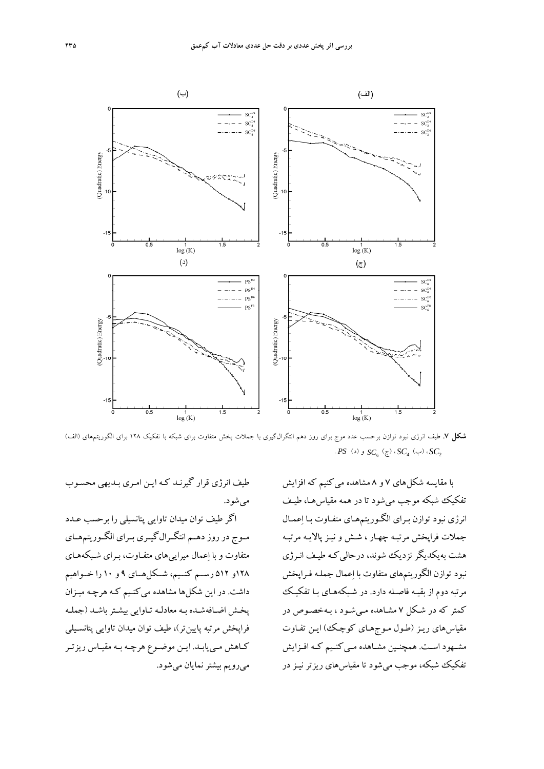**شکل ۷.** طیف انرژی نبود توازن برحسب عدد موج برای روز دهم انتگرال‌گیری با جملات پخش متفاوت برای شبکه با تفکیک ۱۲۸ برای الگوریتم‌های (الف) $SC_2$، (ب) $SC_4$، (ج) $SC_6$ و (د) $PS$.

با مقایسه شکل‌های ۷ و ۸ مشاهده می‌کنیم که افزایش تفکیک شبکه موجب می‌شود تا در همه مقیاس‌ها، طیف انرژی نبود توازن برای الگوریتم‌های متفاوت با اِعمال جملات فراپخش مرتبه چهار ، شش و نیز بالایه مرتبه هشت به‌یکدیگر نزدیک شوند، درحالی‌که طیف انرژی نبود توازن الگوریتم‌های متفاوت با اِعمال جمله فراپخش مرتبه دوم از بقیه فاصله دارد. در شبکه‌های با تفکیک کمتر که در شکل ۷ مشاهده می‌شود ، به‌خصوص در مقیاس‌های ریز (طول موج‌های کوچک) این تفاوت مشهود است. همچنین مشاهده می‌کنیم که افزایش تفکیک شبکه، موجب می‌شود تا مقیاس‌های ریزتر نیز در طیف انرژی قرار گیرند که این امری بدیهی محسوب می‌شود.

اگر طیف توان میدان تاوایی پتانسیلی را برحسب عدد موج در روز دهم انتگرال‌گیری برای الگوریتم‌های متفاوت و با اِعمال میرایی‌های متفاوت، برای شبکه‌های ۱۲۸و ۵۱۲ رسم کنیم، شکل‌های ۹ و ۱۰ را خواهیم داشت. در این شکل‌ها مشاهده می‌کنیم که هرچه میزان پخش اضافه‌شده به معادله تاوایی بیشتر باشد (جمله فراپخش مرتبه پایین‌تر)، طیف توان میدان تاوایی پتانسیلی کاهش می‌یابد. این موضوع هرچه به مقیاس ریزتر می‌رویم بیشتر نمایان می‌شود.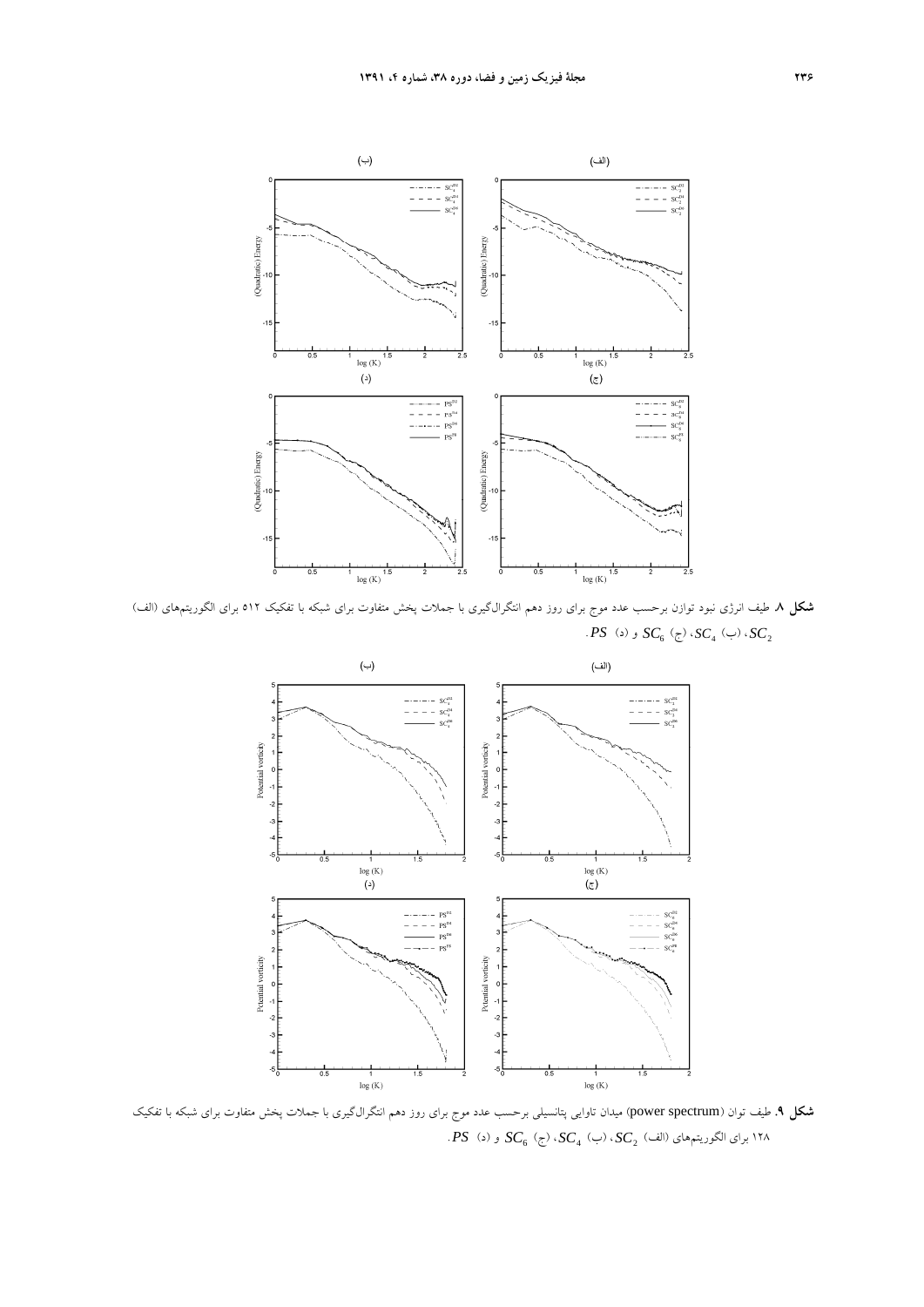**شکل ۸.** طیف انرژی نبود توازن برحسب عدد موج برای روز دهم انتگرال‌گیری با جملات پخش متفاوت برای شبکه با تفکیک ۵۱۲ برای الگوریتم‌های (الف) $SC_2$، (ب) $SC_4$، (ج) $SC_6$ و (د) $PS$.

**شکل ۹.** طیف توان (power spectrum) میدان تاوایی پتانسیلی برحسب عدد موج برای روز دهم انتگرال‌گیری با جملات پخش متفاوت برای شبکه با تفکیک ۱۲۸ برای الگوریتم‌های (الف) $SC_2$، (ب) $SC_4$، (ج) $SC_6$ و (د) $PS$.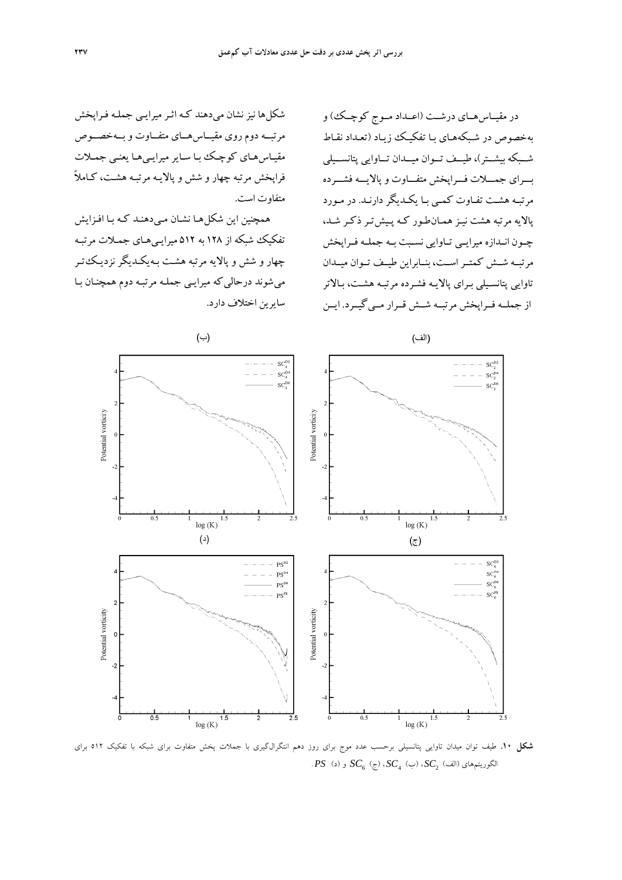در مقیاس‌های درشت (اعداد موج کوچک) و به‌خصوص در شبکه‌های با تفکیک زیاد (تعداد نقاط شبکه بیشتر)، طیف توان میدان تاوایی پتانسیلی برای جملات فراپخش متفاوت و پالایه فشرده مرتبه هشت تفاوت کمی با یکدیگر دارند. در مورد پالایه مرتبه هشت نیز همان‌طور که پیش‌تر ذکر شد، چون اندازه میرایی تاوایی نسبت به جمله فراپخش مرتبه شش کمتر است، بنابراین طیف توان میدان تاوایی پتانسیلی برای پالایه فشرده مرتبه هشت، بالاتر از جمله فراپخش مرتبه شش قرار می‌گیرد. این شکل‌ها نیز نشان می‌دهند که اثر میرایی جمله فراپخش مرتبه دوم روی مقیاس‌های متفاوت و به‌خصوص مقیاس‌های کوچک با سایر میرایی‌ها یعنی جملات فراپخش مرتبه چهار و شش و پالایه مرتبه هشت، کاملاً متفاوت است.

همچنین این شکل‌ها نشان می‌دهند که با افزایش تفکیک شبکه از ۱۲۸ به ۵۱۲ میرایی‌های جملات مرتبه چهار و شش و پالایه مرتبه هشت به‌یکدیگر نزدیک‌تر می‌شوند درحالی‌که میرایی جمله مرتبه دوم همچنان با سایرین اختلاف دارد.

**شکل ۱۰.** طیف توان میدان تاوایی پتانسیلی برحسب عدد موج برای روز دهم انتگرال‌گیری با جملات پخش متفاوت برای شبکه با تفکیک ۵۱۲ برای الگوریتم‌های (الف) $SC_2$، (ب) $SC_4$، (ج) $SC_6$ و (د) $PS$.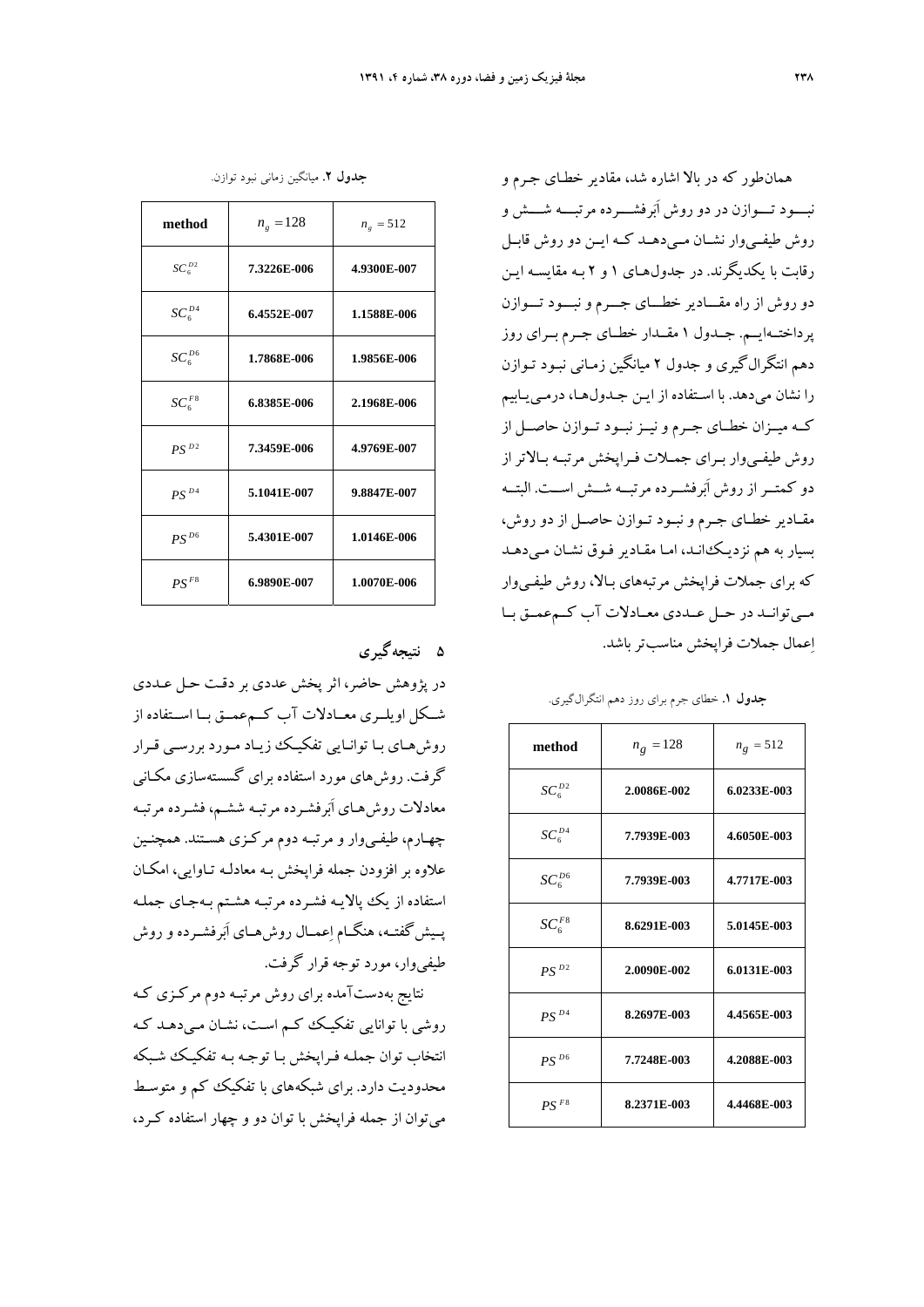همان‌طور که در بالا اشاره شد، مقادیر خطای جرم و نبود توازن در دو روش اَبَرفشرده مرتبه شش و روش طیفی‌وار نشان می‌دهد که این دو روش قابل رقابت با یکدیگرند. در جدول‌های ۱ و ۲ به مقایسه این دو روش از راه مقادیر خطای جرم و نبود توازن پرداخته‌ایم. جدول ۱ مقدار خطای جرم برای روز دهم انتگرال‌گیری و جدول ۲ میانگین زمانی نبود توازن را نشان می‌دهد. با استفاده از این جدول‌ها، درمی‌یابیم که میزان خطای جرم و نیز نبود توازن حاصل از روش طیفی‌وار برای جملات فراپخش مرتبه بالاتر از دو کمتر از روش اَبَرفشرده مرتبه شش است. البته مقادیر خطای جرم و نبود توازن حاصل از دو روش، بسیار به هم نزدیک‌اند، اما مقادیر فوق نشان می‌دهد که برای جملات فراپخش مرتبه‌های بالا، روش طیفی‌وار می‌تواند در حل عددی معادلات آب کم‌عمق با اِعمال جملات فراپخش مناسب‌تر باشد.

**جدول ۱.** خطای جرم برای روز دهم انتگرال‌گیری.

| method | $n_g = 128$ | $n_g = 512$ |
|---|---|---|
| $SC_6^{D2}$ | **2.0086E-002** | **6.0233E-003** |
| $SC_6^{D4}$ | **7.7939E-003** | **4.6050E-003** |
| $SC_6^{D6}$ | **7.7939E-003** | **4.7717E-003** |
| $SC_6^{F8}$ | **8.6291E-003** | **5.0145E-003** |
| $PS^{D2}$ | **2.0090E-002** | **6.0131E-003** |
| $PS^{D4}$ | **8.2697E-003** | **4.4565E-003** |
| $PS^{D6}$ | **7.7248E-003** | **4.2088E-003** |
| $PS^{F8}$ | **8.2371E-003** | **4.4468E-003** |

**جدول ۲.** میانگین زمانی نبود توازن.

| method | $n_g = 128$ | $n_g = 512$ |
|---|---|---|
| $SC_6^{D2}$ | **7.3226E-006** | **4.9300E-007** |
| $SC_6^{D4}$ | **6.4552E-007** | **1.1588E-006** |
| $SC_6^{D6}$ | **1.7868E-006** | **1.9856E-006** |
| $SC_6^{F8}$ | **6.8385E-006** | **2.1968E-006** |
| $PS^{D2}$ | **7.3459E-006** | **4.9769E-007** |
| $PS^{D4}$ | **5.1041E-007** | **9.8847E-007** |
| $PS^{D6}$ | **5.4301E-007** | **1.0146E-006** |
| $PS^{F8}$ | **6.9890E-007** | **1.0070E-006** |

## ۵ نتیجه‌گیری

در پژوهش حاضر، اثر پخش عددی بر دقت حل عددی شکل اویلری معادلات آب کم‌عمق با استفاده از روش‌های با توانایی تفکیک زیاد مورد بررسی قرار گرفت. روش‌های مورد استفاده برای گسسته‌سازی مکانی معادلات روش‌های اَبَرفشرده مرتبه ششم، فشرده مرتبه چهارم، طیفی‌وار و مرتبه دوم مرکزی هستند. همچنین علاوه بر افزودن جمله فراپخش به معادله تاوایی، امکان استفاده از یک پالایه فشرده مرتبه هشتم به‌جای جمله پیش‌گفته، هنگام اِعمال روش‌های اَبَرفشرده و روش طیفی‌وار، مورد توجه قرار گرفت.

نتایج به‌دست‌آمده برای روش مرتبه دوم مرکزی که روشی با توانایی تفکیک کم است، نشان می‌دهد که انتخاب توان جمله فراپخش با توجه به تفکیک شبکه محدودیت دارد. برای شبکه‌های با تفکیک کم و متوسط می‌توان از جمله فراپخش با توان دو و چهار استفاده کرد،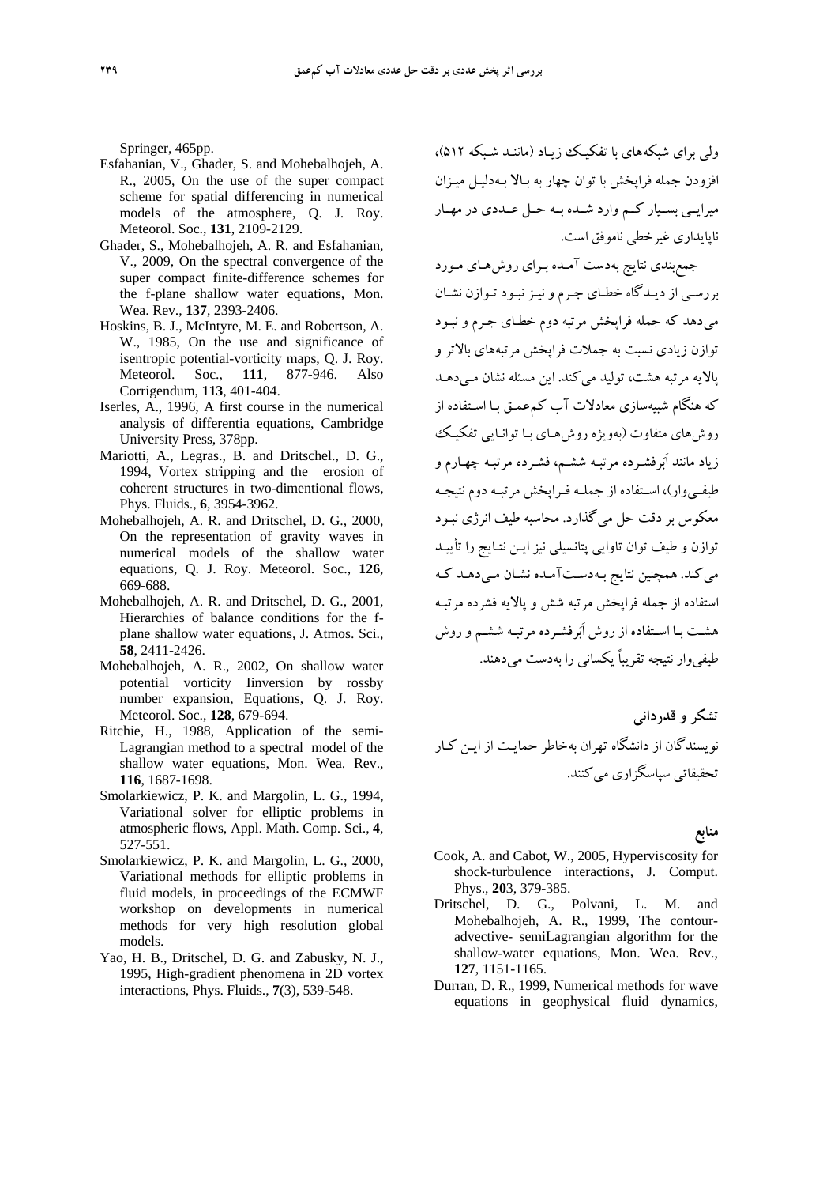ولی برای شبکه‌های با تفکیک زیاد (مانند شبکه ۵۱۲)، افزودن جمله فراپخش با توان چهار به بالا به‌دلیل میزان میرایی بسیار کم وارد شده به حل عددی در مهار ناپایداری غیرخطی ناموفق است.

جمع‌بندی نتایج به‌دست آمده برای روش‌های مورد بررسی از دیدگاه خطای جرم و نیز نبود توازن نشان می‌دهد که جمله فراپخش مرتبه دوم خطای جرم و نبود توازن زیادی نسبت به جملات فراپخش مرتبه‌های بالاتر و پالایه مرتبه هشت، تولید می‌کند. این مسئله نشان می‌دهد که هنگام شبیه‌سازی معادلات آب کم‌عمق با استفاده از روش‌های متفاوت (به‌ویژه روش‌های با توانایی تفکیک زیاد مانند اَبَرفشرده مرتبه ششم، فشرده مرتبه چهارم و طیفی‌وار)، استفاده از جمله فراپخش مرتبه دوم نتیجه معکوس بر دقت حل می‌گذارد. محاسبه طیف انرژی نبود توازن و طیف توان تاوایی پتانسیلی نیز این نتایج را تأیید می‌کند. همچنین نتایج به‌دست‌آمده نشان می‌دهد که استفاده از جمله فراپخش مرتبه شش و پالایه فشرده مرتبه هشت با استفاده از روش اَبَرفشرده مرتبه ششم و روش طیفی‌وار نتیجه تقریباً یکسانی را به‌دست می‌دهند.

## تشکر و قدردانی

نویسندگان از دانشگاه تهران به‌خاطر حمایت از این کار تحقیقاتی سپاسگزاری می‌کنند.

## منابع

Cook, A. and Cabot, W., 2005, Hyperviscosity for shock-turbulence interactions, J. Comput. Phys., **20**3, 379-385.

Dritschel, D. G., Polvani, L. M. and Mohebalhojeh, A. R., 1999, The contour-advective- semiLagrangian algorithm for the shallow-water equations, Mon. Wea. Rev., **127**, 1151-1165.

Durran, D. R., 1999, Numerical methods for wave equations in geophysical fluid dynamics, Springer, 465pp.

Esfahanian, V., Ghader, S. and Mohebalhojeh, A. R., 2005, On the use of the super compact scheme for spatial differencing in numerical models of the atmosphere, Q. J. Roy. Meteorol. Soc., **131**, 2109-2129.

Ghader, S., Mohebalhojeh, A. R. and Esfahanian, V., 2009, On the spectral convergence of the super compact finite-difference schemes for the f-plane shallow water equations, Mon. Wea. Rev., **137**, 2393-2406.

Hoskins, B. J., McIntyre, M. E. and Robertson, A. W., 1985, On the use and significance of isentropic potential-vorticity maps, Q. J. Roy. Meteorol. Soc., **111**, 877-946. Also Corrigendum, **113**, 401-404.

Iserles, A., 1996, A first course in the numerical analysis of differentia equations, Cambridge University Press, 378pp.

Mariotti, A., Legras., B. and Dritschel., D. G., 1994, Vortex stripping and the erosion of coherent structures in two-dimentional flows, Phys. Fluids., **6**, 3954-3962.

Mohebalhojeh, A. R. and Dritschel, D. G., 2000, On the representation of gravity waves in numerical models of the shallow water equations, Q. J. Roy. Meteorol. Soc., **126**, 669-688.

Mohebalhojeh, A. R. and Dritschel, D. G., 2001, Hierarchies of balance conditions for the f-plane shallow water equations, J. Atmos. Sci., **58**, 2411-2426.

Mohebalhojeh, A. R., 2002, On shallow water potential vorticity Iinversion by rossby number expansion, Equations, Q. J. Roy. Meteorol. Soc., **128**, 679-694.

Ritchie, H., 1988, Application of the semi-Lagrangian method to a spectral model of the shallow water equations, Mon. Wea. Rev., **116**, 1687-1698.

Smolarkiewicz, P. K. and Margolin, L. G., 1994, Variational solver for elliptic problems in atmospheric flows, Appl. Math. Comp. Sci., **4**, 527-551.

Smolarkiewicz, P. K. and Margolin, L. G., 2000, Variational methods for elliptic problems in fluid models, in proceedings of the ECMWF workshop on developments in numerical methods for very high resolution global models.

Yao, H. B., Dritschel, D. G. and Zabusky, N. J., 1995, High-gradient phenomena in 2D vortex interactions, Phys. Fluids., **7**(3), 539-548.